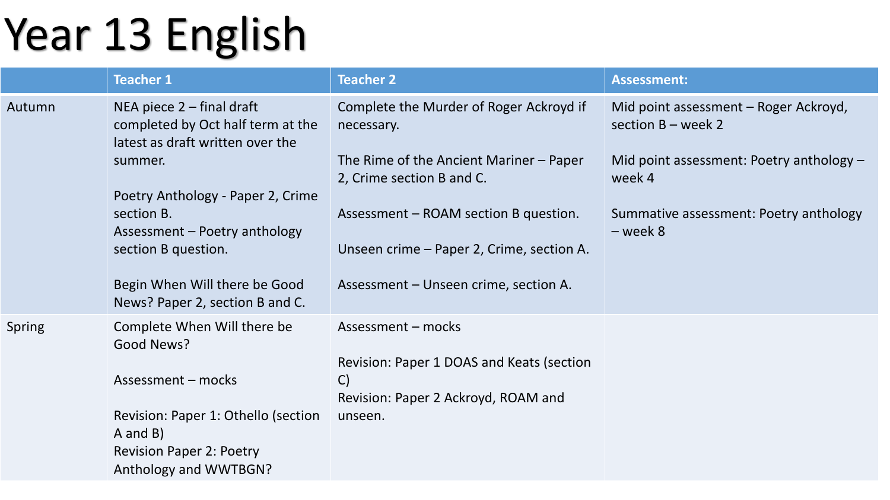# Year 13 English

| | Teacher 1 | Teacher 2 | Assessment: |
|---|---|---|---|
| Autumn | NEA piece 2 – final draft completed by Oct half term at the latest as draft written over the summer.<br><br>Poetry Anthology - Paper 2, Crime section B.<br>Assessment – Poetry anthology section B question.<br><br>Begin When Will there be Good News? Paper 2, section B and C. | Complete the Murder of Roger Ackroyd if necessary.<br><br>The Rime of the Ancient Mariner – Paper 2, Crime section B and C.<br><br>Assessment – ROAM section B question.<br><br>Unseen crime – Paper 2, Crime, section A.<br><br>Assessment – Unseen crime, section A. | Mid point assessment – Roger Ackroyd, section B – week 2<br><br>Mid point assessment: Poetry anthology – week 4<br><br>Summative assessment: Poetry anthology – week 8 |
| Spring | Complete When Will there be Good News?<br><br>Assessment – mocks<br><br>Revision: Paper 1: Othello (section A and B)<br>Revision Paper 2: Poetry Anthology and WWTBGN? | Assessment – mocks<br><br>Revision: Paper 1 DOAS and Keats (section C)<br>Revision: Paper 2 Ackroyd, ROAM and unseen. | |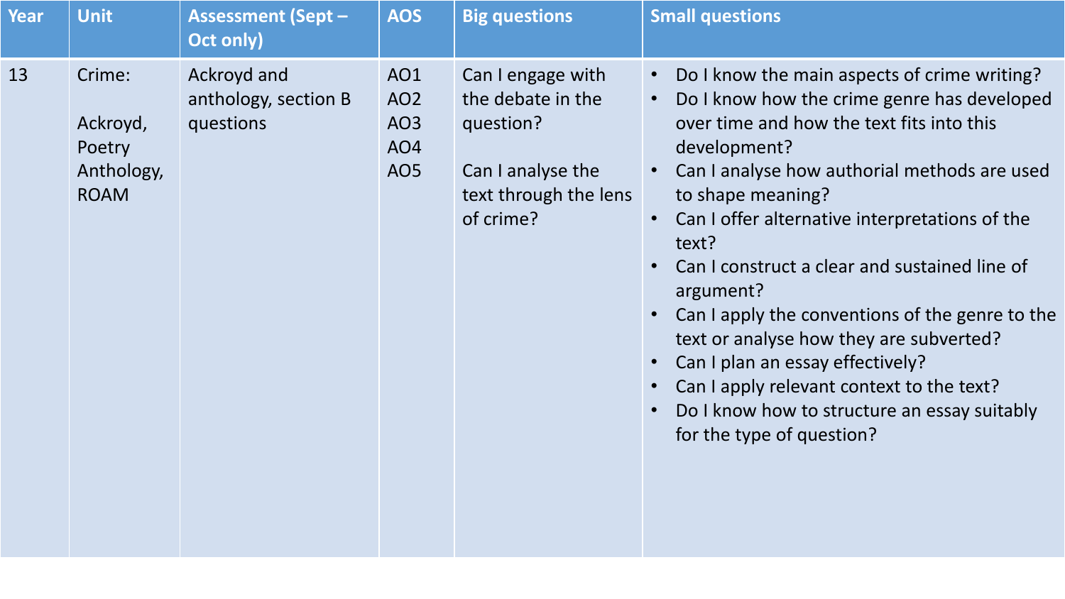| Year | Unit | Assessment (Sept – Oct only) | AOS | Big questions | Small questions |
| --- | --- | --- | --- | --- | --- |
| 13 | Crime:<br><br>Ackroyd, Poetry Anthology, ROAM | Ackroyd and anthology, section B questions | AO1<br>AO2<br>AO3<br>AO4<br>AO5 | Can I engage with the debate in the question?<br><br>Can I analyse the text through the lens of crime? | • Do I know the main aspects of crime writing?<br>• Do I know how the crime genre has developed over time and how the text fits into this development?<br>• Can I analyse how authorial methods are used to shape meaning?<br>• Can I offer alternative interpretations of the text?<br>• Can I construct a clear and sustained line of argument?<br>• Can I apply the conventions of the genre to the text or analyse how they are subverted?<br>• Can I plan an essay effectively?<br>• Can I apply relevant context to the text?<br>• Do I know how to structure an essay suitably for the type of question? |